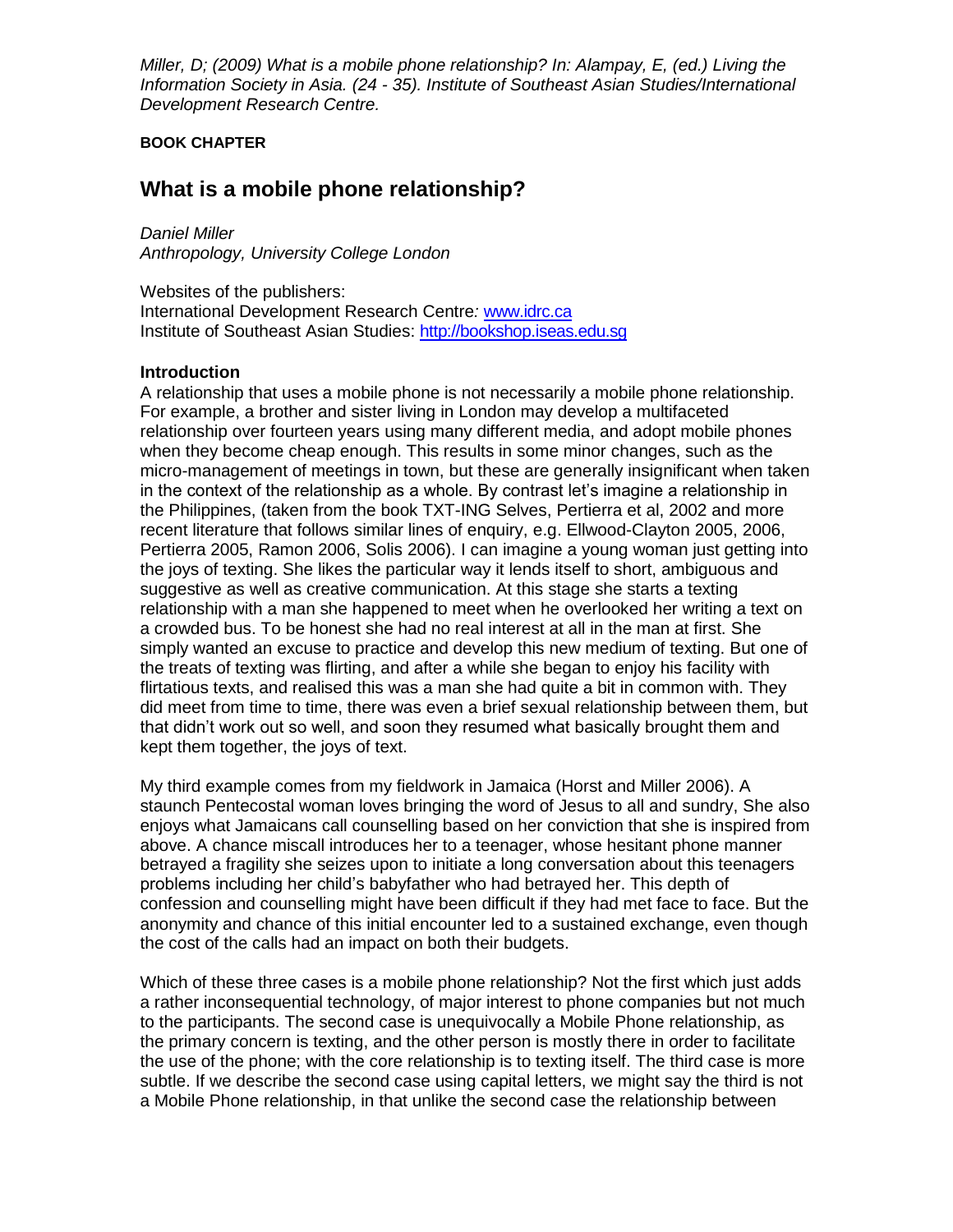*Miller, D; (2009) What is a mobile phone relationship? In: Alampay, E, (ed.) Living the Information Society in Asia. (24 - 35). Institute of Southeast Asian Studies/International Development Research Centre.*

**BOOK CHAPTER**

# What is a mobile phone relationship?

*Daniel Miller*
*Anthropology, University College London*

Websites of the publishers:
International Development Research Centre*:* www.idrc.ca
Institute of Southeast Asian Studies: http://bookshop.iseas.edu.sg

### Introduction

A relationship that uses a mobile phone is not necessarily a mobile phone relationship. For example, a brother and sister living in London may develop a multifaceted relationship over fourteen years using many different media, and adopt mobile phones when they become cheap enough. This results in some minor changes, such as the micro-management of meetings in town, but these are generally insignificant when taken in the context of the relationship as a whole. By contrast let's imagine a relationship in the Philippines, (taken from the book TXT-ING Selves, Pertierra et al, 2002 and more recent literature that follows similar lines of enquiry, e.g. Ellwood-Clayton 2005, 2006, Pertierra 2005, Ramon 2006, Solis 2006). I can imagine a young woman just getting into the joys of texting. She likes the particular way it lends itself to short, ambiguous and suggestive as well as creative communication. At this stage she starts a texting relationship with a man she happened to meet when he overlooked her writing a text on a crowded bus. To be honest she had no real interest at all in the man at first. She simply wanted an excuse to practice and develop this new medium of texting. But one of the treats of texting was flirting, and after a while she began to enjoy his facility with flirtatious texts, and realised this was a man she had quite a bit in common with. They did meet from time to time, there was even a brief sexual relationship between them, but that didn't work out so well, and soon they resumed what basically brought them and kept them together, the joys of text.

My third example comes from my fieldwork in Jamaica (Horst and Miller 2006). A staunch Pentecostal woman loves bringing the word of Jesus to all and sundry, She also enjoys what Jamaicans call counselling based on her conviction that she is inspired from above. A chance miscall introduces her to a teenager, whose hesitant phone manner betrayed a fragility she seizes upon to initiate a long conversation about this teenagers problems including her child's babyfather who had betrayed her. This depth of confession and counselling might have been difficult if they had met face to face. But the anonymity and chance of this initial encounter led to a sustained exchange, even though the cost of the calls had an impact on both their budgets.

Which of these three cases is a mobile phone relationship? Not the first which just adds a rather inconsequential technology, of major interest to phone companies but not much to the participants. The second case is unequivocally a Mobile Phone relationship, as the primary concern is texting, and the other person is mostly there in order to facilitate the use of the phone; with the core relationship is to texting itself. The third case is more subtle. If we describe the second case using capital letters, we might say the third is not a Mobile Phone relationship, in that unlike the second case the relationship between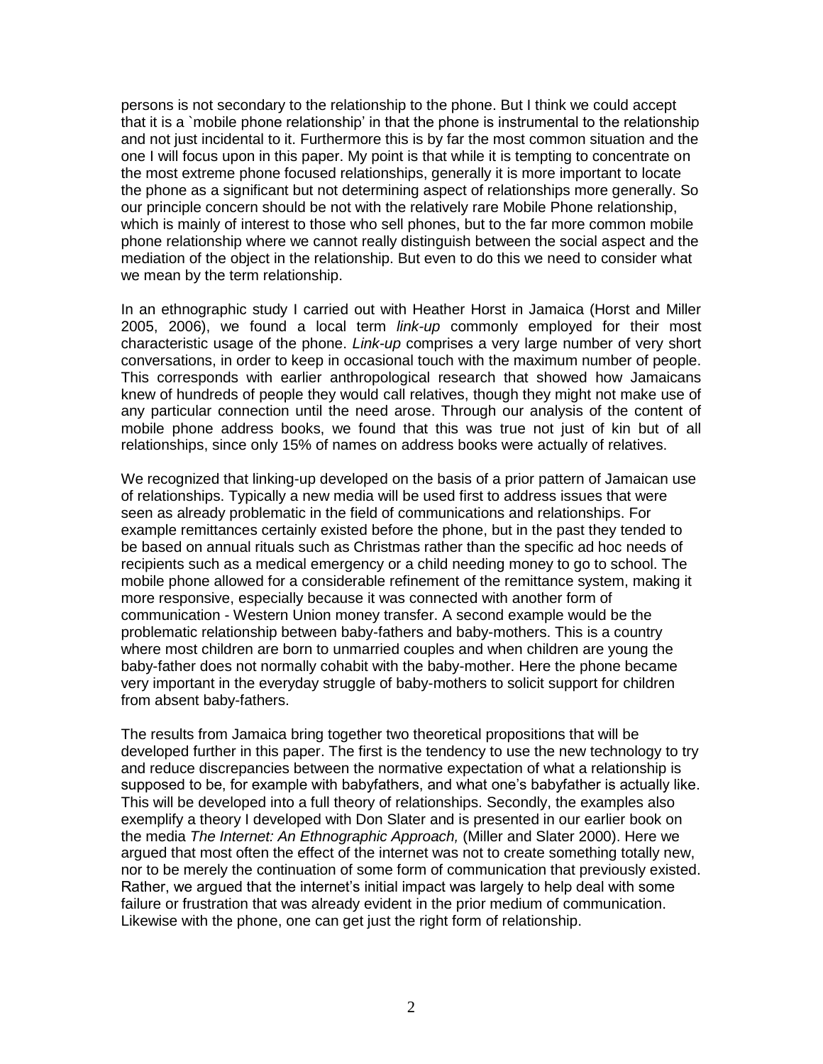persons is not secondary to the relationship to the phone. But I think we could accept that it is a `mobile phone relationship' in that the phone is instrumental to the relationship and not just incidental to it. Furthermore this is by far the most common situation and the one I will focus upon in this paper. My point is that while it is tempting to concentrate on the most extreme phone focused relationships, generally it is more important to locate the phone as a significant but not determining aspect of relationships more generally. So our principle concern should be not with the relatively rare Mobile Phone relationship, which is mainly of interest to those who sell phones, but to the far more common mobile phone relationship where we cannot really distinguish between the social aspect and the mediation of the object in the relationship. But even to do this we need to consider what we mean by the term relationship.

In an ethnographic study I carried out with Heather Horst in Jamaica (Horst and Miller 2005, 2006), we found a local term *link-up* commonly employed for their most characteristic usage of the phone. *Link-up* comprises a very large number of very short conversations, in order to keep in occasional touch with the maximum number of people. This corresponds with earlier anthropological research that showed how Jamaicans knew of hundreds of people they would call relatives, though they might not make use of any particular connection until the need arose. Through our analysis of the content of mobile phone address books, we found that this was true not just of kin but of all relationships, since only 15% of names on address books were actually of relatives.

We recognized that linking-up developed on the basis of a prior pattern of Jamaican use of relationships. Typically a new media will be used first to address issues that were seen as already problematic in the field of communications and relationships. For example remittances certainly existed before the phone, but in the past they tended to be based on annual rituals such as Christmas rather than the specific ad hoc needs of recipients such as a medical emergency or a child needing money to go to school. The mobile phone allowed for a considerable refinement of the remittance system, making it more responsive, especially because it was connected with another form of communication - Western Union money transfer. A second example would be the problematic relationship between baby-fathers and baby-mothers. This is a country where most children are born to unmarried couples and when children are young the baby-father does not normally cohabit with the baby-mother. Here the phone became very important in the everyday struggle of baby-mothers to solicit support for children from absent baby-fathers.

The results from Jamaica bring together two theoretical propositions that will be developed further in this paper. The first is the tendency to use the new technology to try and reduce discrepancies between the normative expectation of what a relationship is supposed to be, for example with babyfathers, and what one's babyfather is actually like. This will be developed into a full theory of relationships. Secondly, the examples also exemplify a theory I developed with Don Slater and is presented in our earlier book on the media *The Internet: An Ethnographic Approach,* (Miller and Slater 2000). Here we argued that most often the effect of the internet was not to create something totally new, nor to be merely the continuation of some form of communication that previously existed. Rather, we argued that the internet's initial impact was largely to help deal with some failure or frustration that was already evident in the prior medium of communication. Likewise with the phone, one can get just the right form of relationship.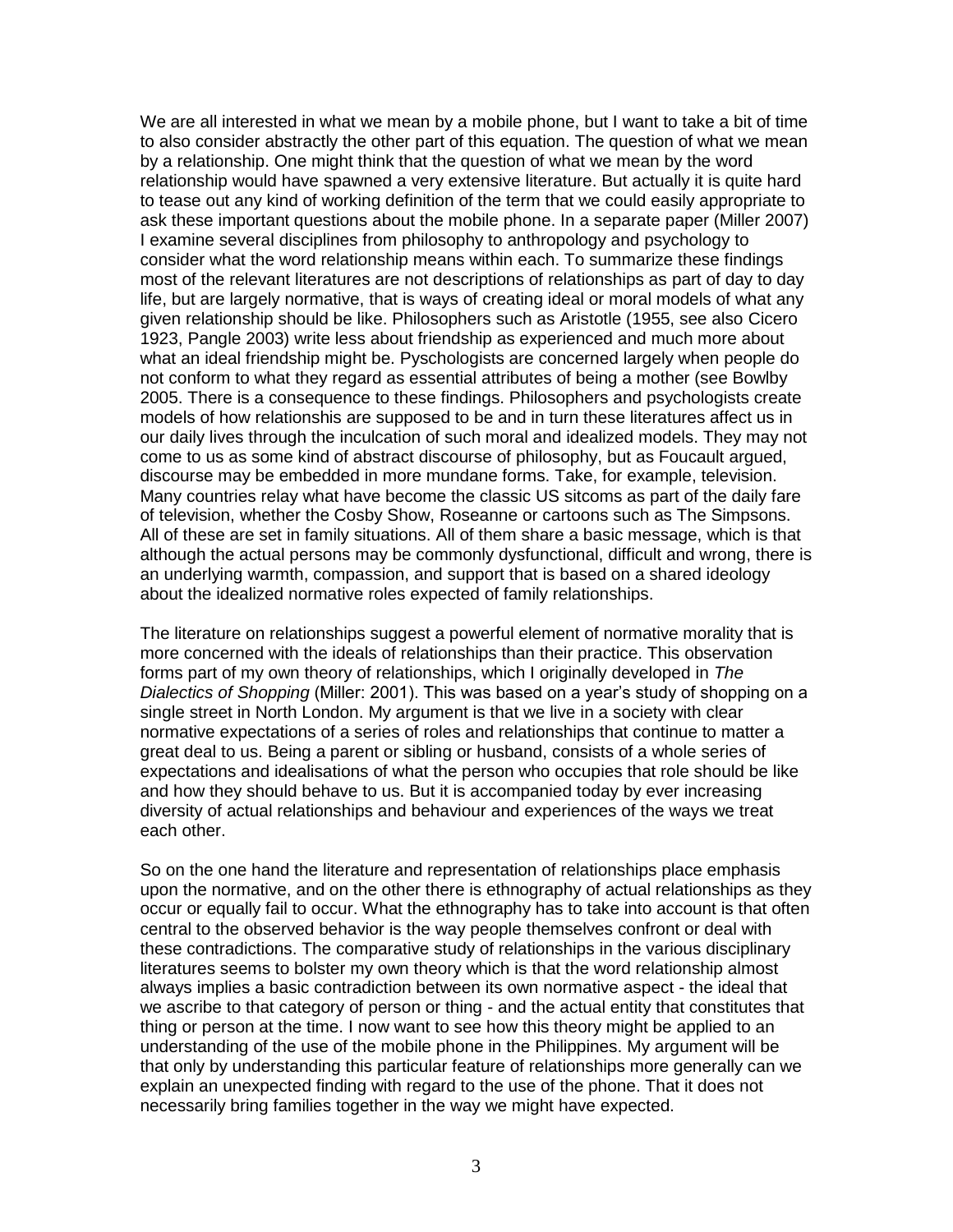We are all interested in what we mean by a mobile phone, but I want to take a bit of time to also consider abstractly the other part of this equation. The question of what we mean by a relationship. One might think that the question of what we mean by the word relationship would have spawned a very extensive literature. But actually it is quite hard to tease out any kind of working definition of the term that we could easily appropriate to ask these important questions about the mobile phone. In a separate paper (Miller 2007) I examine several disciplines from philosophy to anthropology and psychology to consider what the word relationship means within each. To summarize these findings most of the relevant literatures are not descriptions of relationships as part of day to day life, but are largely normative, that is ways of creating ideal or moral models of what any given relationship should be like. Philosophers such as Aristotle (1955, see also Cicero 1923, Pangle 2003) write less about friendship as experienced and much more about what an ideal friendship might be. Pyschologists are concerned largely when people do not conform to what they regard as essential attributes of being a mother (see Bowlby 2005. There is a consequence to these findings. Philosophers and psychologists create models of how relationshis are supposed to be and in turn these literatures affect us in our daily lives through the inculcation of such moral and idealized models. They may not come to us as some kind of abstract discourse of philosophy, but as Foucault argued, discourse may be embedded in more mundane forms. Take, for example, television. Many countries relay what have become the classic US sitcoms as part of the daily fare of television, whether the Cosby Show, Roseanne or cartoons such as The Simpsons. All of these are set in family situations. All of them share a basic message, which is that although the actual persons may be commonly dysfunctional, difficult and wrong, there is an underlying warmth, compassion, and support that is based on a shared ideology about the idealized normative roles expected of family relationships.

The literature on relationships suggest a powerful element of normative morality that is more concerned with the ideals of relationships than their practice. This observation forms part of my own theory of relationships, which I originally developed in *The Dialectics of Shopping* (Miller: 2001). This was based on a year's study of shopping on a single street in North London. My argument is that we live in a society with clear normative expectations of a series of roles and relationships that continue to matter a great deal to us. Being a parent or sibling or husband, consists of a whole series of expectations and idealisations of what the person who occupies that role should be like and how they should behave to us. But it is accompanied today by ever increasing diversity of actual relationships and behaviour and experiences of the ways we treat each other.

So on the one hand the literature and representation of relationships place emphasis upon the normative, and on the other there is ethnography of actual relationships as they occur or equally fail to occur. What the ethnography has to take into account is that often central to the observed behavior is the way people themselves confront or deal with these contradictions. The comparative study of relationships in the various disciplinary literatures seems to bolster my own theory which is that the word relationship almost always implies a basic contradiction between its own normative aspect - the ideal that we ascribe to that category of person or thing - and the actual entity that constitutes that thing or person at the time. I now want to see how this theory might be applied to an understanding of the use of the mobile phone in the Philippines. My argument will be that only by understanding this particular feature of relationships more generally can we explain an unexpected finding with regard to the use of the phone. That it does not necessarily bring families together in the way we might have expected.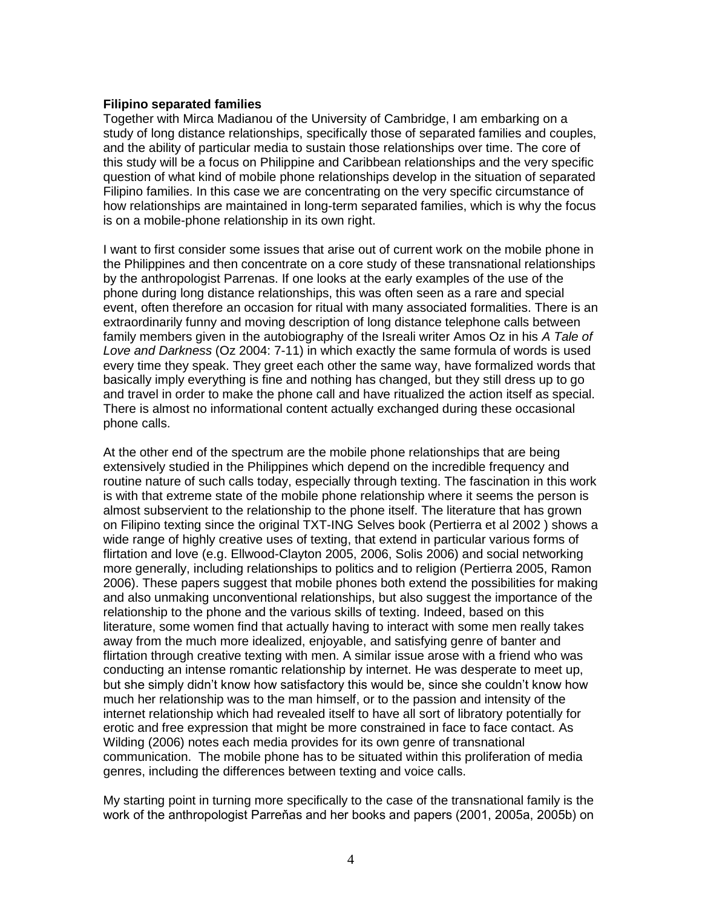**Filipino separated families**

Together with Mirca Madianou of the University of Cambridge, I am embarking on a study of long distance relationships, specifically those of separated families and couples, and the ability of particular media to sustain those relationships over time. The core of this study will be a focus on Philippine and Caribbean relationships and the very specific question of what kind of mobile phone relationships develop in the situation of separated Filipino families. In this case we are concentrating on the very specific circumstance of how relationships are maintained in long-term separated families, which is why the focus is on a mobile-phone relationship in its own right.

I want to first consider some issues that arise out of current work on the mobile phone in the Philippines and then concentrate on a core study of these transnational relationships by the anthropologist Parrenas. If one looks at the early examples of the use of the phone during long distance relationships, this was often seen as a rare and special event, often therefore an occasion for ritual with many associated formalities. There is an extraordinarily funny and moving description of long distance telephone calls between family members given in the autobiography of the Isreali writer Amos Oz in his *A Tale of Love and Darkness* (Oz 2004: 7-11) in which exactly the same formula of words is used every time they speak. They greet each other the same way, have formalized words that basically imply everything is fine and nothing has changed, but they still dress up to go and travel in order to make the phone call and have ritualized the action itself as special. There is almost no informational content actually exchanged during these occasional phone calls.

At the other end of the spectrum are the mobile phone relationships that are being extensively studied in the Philippines which depend on the incredible frequency and routine nature of such calls today, especially through texting. The fascination in this work is with that extreme state of the mobile phone relationship where it seems the person is almost subservient to the relationship to the phone itself. The literature that has grown on Filipino texting since the original TXT-ING Selves book (Pertierra et al 2002 ) shows a wide range of highly creative uses of texting, that extend in particular various forms of flirtation and love (e.g. Ellwood-Clayton 2005, 2006, Solis 2006) and social networking more generally, including relationships to politics and to religion (Pertierra 2005, Ramon 2006). These papers suggest that mobile phones both extend the possibilities for making and also unmaking unconventional relationships, but also suggest the importance of the relationship to the phone and the various skills of texting. Indeed, based on this literature, some women find that actually having to interact with some men really takes away from the much more idealized, enjoyable, and satisfying genre of banter and flirtation through creative texting with men. A similar issue arose with a friend who was conducting an intense romantic relationship by internet. He was desperate to meet up, but she simply didn't know how satisfactory this would be, since she couldn't know how much her relationship was to the man himself, or to the passion and intensity of the internet relationship which had revealed itself to have all sort of libratory potentially for erotic and free expression that might be more constrained in face to face contact. As Wilding (2006) notes each media provides for its own genre of transnational communication. The mobile phone has to be situated within this proliferation of media genres, including the differences between texting and voice calls.

My starting point in turning more specifically to the case of the transnational family is the work of the anthropologist Parreňas and her books and papers (2001, 2005a, 2005b) on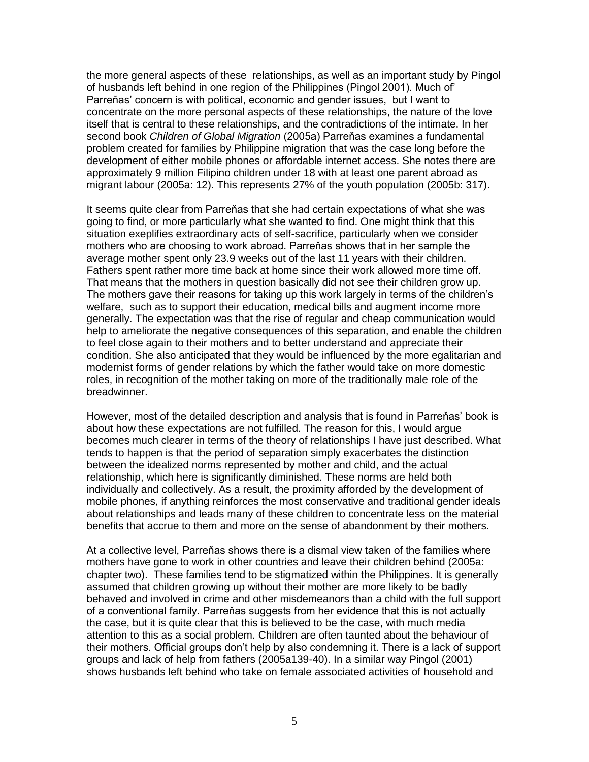the more general aspects of these relationships, as well as an important study by Pingol of husbands left behind in one region of the Philippines (Pingol 2001). Much of' Parreňas' concern is with political, economic and gender issues, but I want to concentrate on the more personal aspects of these relationships, the nature of the love itself that is central to these relationships, and the contradictions of the intimate. In her second book *Children of Global Migration* (2005a) Parreňas examines a fundamental problem created for families by Philippine migration that was the case long before the development of either mobile phones or affordable internet access. She notes there are approximately 9 million Filipino children under 18 with at least one parent abroad as migrant labour (2005a: 12). This represents 27% of the youth population (2005b: 317).

It seems quite clear from Parreňas that she had certain expectations of what she was going to find, or more particularly what she wanted to find. One might think that this situation exeplifies extraordinary acts of self-sacrifice, particularly when we consider mothers who are choosing to work abroad. Parreňas shows that in her sample the average mother spent only 23.9 weeks out of the last 11 years with their children. Fathers spent rather more time back at home since their work allowed more time off. That means that the mothers in question basically did not see their children grow up. The mothers gave their reasons for taking up this work largely in terms of the children's welfare, such as to support their education, medical bills and augment income more generally. The expectation was that the rise of regular and cheap communication would help to ameliorate the negative consequences of this separation, and enable the children to feel close again to their mothers and to better understand and appreciate their condition. She also anticipated that they would be influenced by the more egalitarian and modernist forms of gender relations by which the father would take on more domestic roles, in recognition of the mother taking on more of the traditionally male role of the breadwinner.

However, most of the detailed description and analysis that is found in Parreňas' book is about how these expectations are not fulfilled. The reason for this, I would argue becomes much clearer in terms of the theory of relationships I have just described. What tends to happen is that the period of separation simply exacerbates the distinction between the idealized norms represented by mother and child, and the actual relationship, which here is significantly diminished. These norms are held both individually and collectively. As a result, the proximity afforded by the development of mobile phones, if anything reinforces the most conservative and traditional gender ideals about relationships and leads many of these children to concentrate less on the material benefits that accrue to them and more on the sense of abandonment by their mothers.

At a collective level, Parreňas shows there is a dismal view taken of the families where mothers have gone to work in other countries and leave their children behind (2005a: chapter two). These families tend to be stigmatized within the Philippines. It is generally assumed that children growing up without their mother are more likely to be badly behaved and involved in crime and other misdemeanors than a child with the full support of a conventional family. Parreňas suggests from her evidence that this is not actually the case, but it is quite clear that this is believed to be the case, with much media attention to this as a social problem. Children are often taunted about the behaviour of their mothers. Official groups don't help by also condemning it. There is a lack of support groups and lack of help from fathers (2005a139-40). In a similar way Pingol (2001) shows husbands left behind who take on female associated activities of household and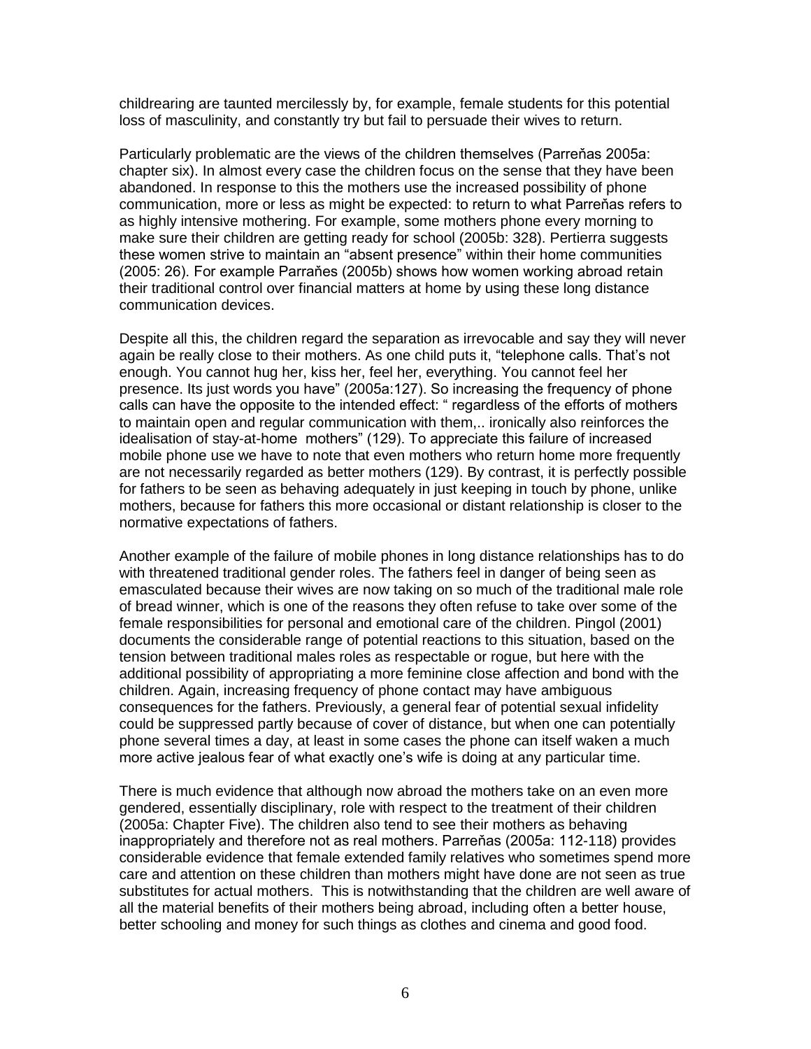childrearing are taunted mercilessly by, for example, female students for this potential loss of masculinity, and constantly try but fail to persuade their wives to return.

Particularly problematic are the views of the children themselves (Parreňas 2005a: chapter six). In almost every case the children focus on the sense that they have been abandoned. In response to this the mothers use the increased possibility of phone communication, more or less as might be expected: to return to what Parreňas refers to as highly intensive mothering. For example, some mothers phone every morning to make sure their children are getting ready for school (2005b: 328). Pertierra suggests these women strive to maintain an "absent presence" within their home communities (2005: 26). For example Parraňes (2005b) shows how women working abroad retain their traditional control over financial matters at home by using these long distance communication devices.

Despite all this, the children regard the separation as irrevocable and say they will never again be really close to their mothers. As one child puts it, "telephone calls. That's not enough. You cannot hug her, kiss her, feel her, everything. You cannot feel her presence. Its just words you have" (2005a:127). So increasing the frequency of phone calls can have the opposite to the intended effect: " regardless of the efforts of mothers to maintain open and regular communication with them,.. ironically also reinforces the idealisation of stay-at-home  mothers" (129). To appreciate this failure of increased mobile phone use we have to note that even mothers who return home more frequently are not necessarily regarded as better mothers (129). By contrast, it is perfectly possible for fathers to be seen as behaving adequately in just keeping in touch by phone, unlike mothers, because for fathers this more occasional or distant relationship is closer to the normative expectations of fathers.

Another example of the failure of mobile phones in long distance relationships has to do with threatened traditional gender roles. The fathers feel in danger of being seen as emasculated because their wives are now taking on so much of the traditional male role of bread winner, which is one of the reasons they often refuse to take over some of the female responsibilities for personal and emotional care of the children. Pingol (2001) documents the considerable range of potential reactions to this situation, based on the tension between traditional males roles as respectable or rogue, but here with the additional possibility of appropriating a more feminine close affection and bond with the children. Again, increasing frequency of phone contact may have ambiguous consequences for the fathers. Previously, a general fear of potential sexual infidelity could be suppressed partly because of cover of distance, but when one can potentially phone several times a day, at least in some cases the phone can itself waken a much more active jealous fear of what exactly one's wife is doing at any particular time.

There is much evidence that although now abroad the mothers take on an even more gendered, essentially disciplinary, role with respect to the treatment of their children (2005a: Chapter Five). The children also tend to see their mothers as behaving inappropriately and therefore not as real mothers. Parreňas (2005a: 112-118) provides considerable evidence that female extended family relatives who sometimes spend more care and attention on these children than mothers might have done are not seen as true substitutes for actual mothers.  This is notwithstanding that the children are well aware of all the material benefits of their mothers being abroad, including often a better house, better schooling and money for such things as clothes and cinema and good food.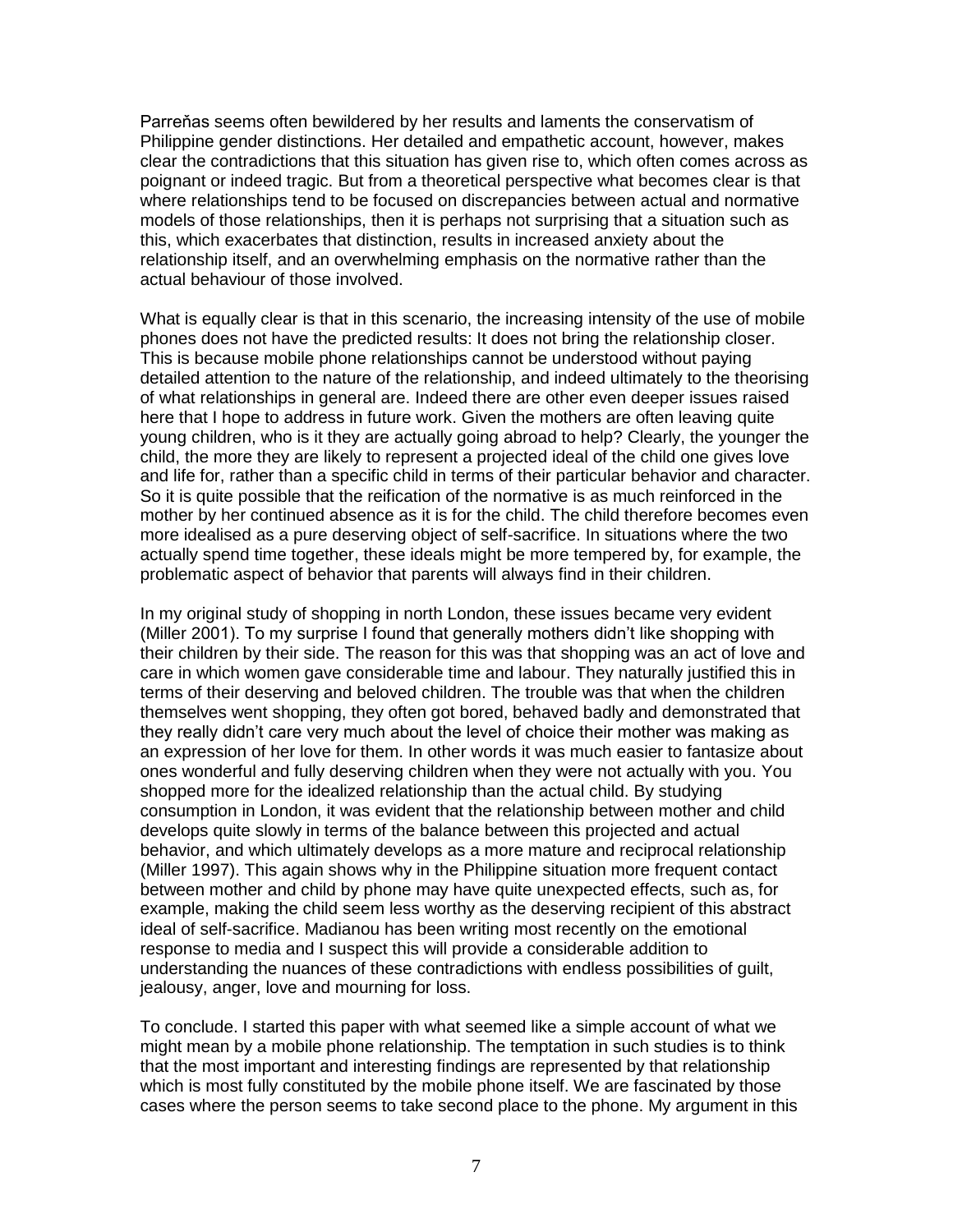Parreňas seems often bewildered by her results and laments the conservatism of Philippine gender distinctions. Her detailed and empathetic account, however, makes clear the contradictions that this situation has given rise to, which often comes across as poignant or indeed tragic. But from a theoretical perspective what becomes clear is that where relationships tend to be focused on discrepancies between actual and normative models of those relationships, then it is perhaps not surprising that a situation such as this, which exacerbates that distinction, results in increased anxiety about the relationship itself, and an overwhelming emphasis on the normative rather than the actual behaviour of those involved.

What is equally clear is that in this scenario, the increasing intensity of the use of mobile phones does not have the predicted results: It does not bring the relationship closer. This is because mobile phone relationships cannot be understood without paying detailed attention to the nature of the relationship, and indeed ultimately to the theorising of what relationships in general are. Indeed there are other even deeper issues raised here that I hope to address in future work. Given the mothers are often leaving quite young children, who is it they are actually going abroad to help? Clearly, the younger the child, the more they are likely to represent a projected ideal of the child one gives love and life for, rather than a specific child in terms of their particular behavior and character. So it is quite possible that the reification of the normative is as much reinforced in the mother by her continued absence as it is for the child. The child therefore becomes even more idealised as a pure deserving object of self-sacrifice. In situations where the two actually spend time together, these ideals might be more tempered by, for example, the problematic aspect of behavior that parents will always find in their children.

In my original study of shopping in north London, these issues became very evident (Miller 2001). To my surprise I found that generally mothers didn't like shopping with their children by their side. The reason for this was that shopping was an act of love and care in which women gave considerable time and labour. They naturally justified this in terms of their deserving and beloved children. The trouble was that when the children themselves went shopping, they often got bored, behaved badly and demonstrated that they really didn't care very much about the level of choice their mother was making as an expression of her love for them. In other words it was much easier to fantasize about ones wonderful and fully deserving children when they were not actually with you. You shopped more for the idealized relationship than the actual child. By studying consumption in London, it was evident that the relationship between mother and child develops quite slowly in terms of the balance between this projected and actual behavior, and which ultimately develops as a more mature and reciprocal relationship (Miller 1997). This again shows why in the Philippine situation more frequent contact between mother and child by phone may have quite unexpected effects, such as, for example, making the child seem less worthy as the deserving recipient of this abstract ideal of self-sacrifice. Madianou has been writing most recently on the emotional response to media and I suspect this will provide a considerable addition to understanding the nuances of these contradictions with endless possibilities of guilt, jealousy, anger, love and mourning for loss.

To conclude. I started this paper with what seemed like a simple account of what we might mean by a mobile phone relationship. The temptation in such studies is to think that the most important and interesting findings are represented by that relationship which is most fully constituted by the mobile phone itself. We are fascinated by those cases where the person seems to take second place to the phone. My argument in this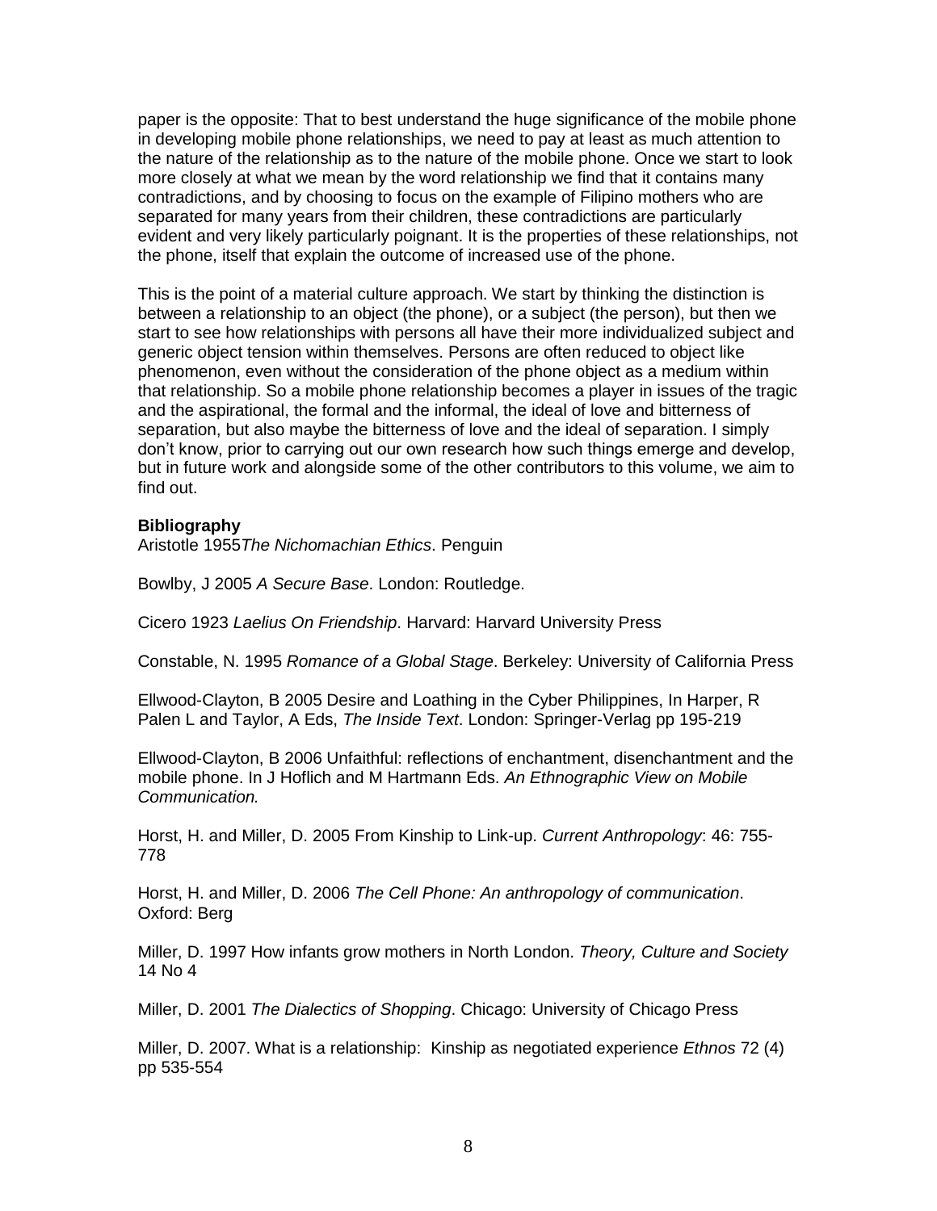paper is the opposite: That to best understand the huge significance of the mobile phone in developing mobile phone relationships, we need to pay at least as much attention to the nature of the relationship as to the nature of the mobile phone. Once we start to look more closely at what we mean by the word relationship we find that it contains many contradictions, and by choosing to focus on the example of Filipino mothers who are separated for many years from their children, these contradictions are particularly evident and very likely particularly poignant. It is the properties of these relationships, not the phone, itself that explain the outcome of increased use of the phone.

This is the point of a material culture approach. We start by thinking the distinction is between a relationship to an object (the phone), or a subject (the person), but then we start to see how relationships with persons all have their more individualized subject and generic object tension within themselves. Persons are often reduced to object like phenomenon, even without the consideration of the phone object as a medium within that relationship. So a mobile phone relationship becomes a player in issues of the tragic and the aspirational, the formal and the informal, the ideal of love and bitterness of separation, but also maybe the bitterness of love and the ideal of separation. I simply don't know, prior to carrying out our own research how such things emerge and develop, but in future work and alongside some of the other contributors to this volume, we aim to find out.

**Bibliography**

Aristotle 1955*The Nichomachian Ethics*. Penguin

Bowlby, J 2005 *A Secure Base*. London: Routledge.

Cicero 1923 *Laelius On Friendship*. Harvard: Harvard University Press

Constable, N. 1995 *Romance of a Global Stage*. Berkeley: University of California Press

Ellwood-Clayton, B 2005 Desire and Loathing in the Cyber Philippines, In Harper, R Palen L and Taylor, A Eds, *The Inside Text*. London: Springer-Verlag pp 195-219

Ellwood-Clayton, B 2006 Unfaithful: reflections of enchantment, disenchantment and the mobile phone. In J Hoflich and M Hartmann Eds. *An Ethnographic View on Mobile Communication.*

Horst, H. and Miller, D. 2005 From Kinship to Link-up. *Current Anthropology*: 46: 755-778

Horst, H. and Miller, D. 2006 *The Cell Phone: An anthropology of communication*. Oxford: Berg

Miller, D. 1997 How infants grow mothers in North London. *Theory, Culture and Society* 14 No 4

Miller, D. 2001 *The Dialectics of Shopping*. Chicago: University of Chicago Press

Miller, D. 2007. What is a relationship: Kinship as negotiated experience *Ethnos* 72 (4) pp 535-554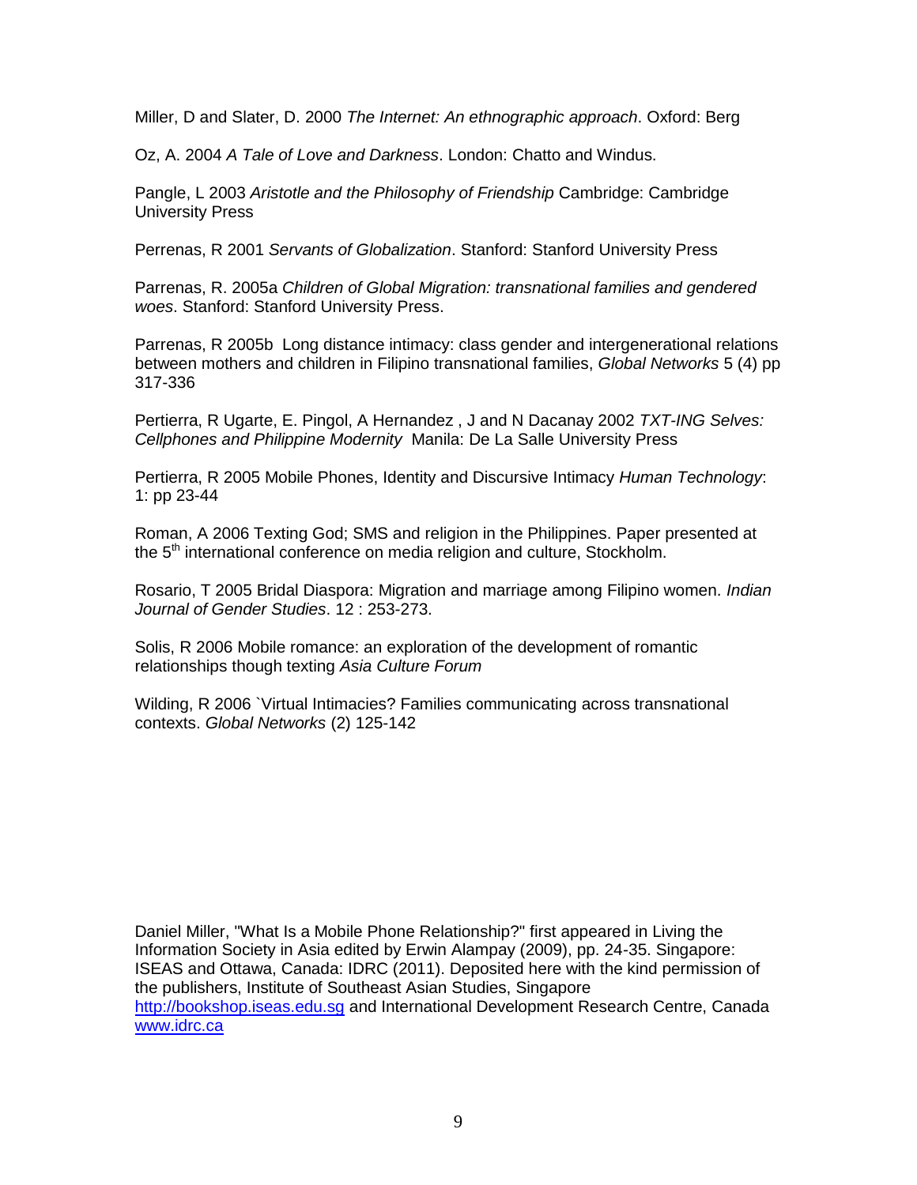Miller, D and Slater, D. 2000 *The Internet: An ethnographic approach*. Oxford: Berg

Oz, A. 2004 *A Tale of Love and Darkness*. London: Chatto and Windus.

Pangle, L 2003 *Aristotle and the Philosophy of Friendship* Cambridge: Cambridge University Press

Perrenas, R 2001 *Servants of Globalization*. Stanford: Stanford University Press

Parrenas, R. 2005a *Children of Global Migration: transnational families and gendered woes*. Stanford: Stanford University Press.

Parrenas, R 2005b Long distance intimacy: class gender and intergenerational relations between mothers and children in Filipino transnational families, *Global Networks* 5 (4) pp 317-336

Pertierra, R Ugarte, E. Pingol, A Hernandez , J and N Dacanay 2002 *TXT-ING Selves: Cellphones and Philippine Modernity* Manila: De La Salle University Press

Pertierra, R 2005 Mobile Phones, Identity and Discursive Intimacy *Human Technology*: 1: pp 23-44

Roman, A 2006 Texting God; SMS and religion in the Philippines. Paper presented at the 5th international conference on media religion and culture, Stockholm.

Rosario, T 2005 Bridal Diaspora: Migration and marriage among Filipino women. *Indian Journal of Gender Studies*. 12 : 253-273.

Solis, R 2006 Mobile romance: an exploration of the development of romantic relationships though texting *Asia Culture Forum*

Wilding, R 2006 `Virtual Intimacies? Families communicating across transnational contexts. *Global Networks* (2) 125-142

Daniel Miller, "What Is a Mobile Phone Relationship?" first appeared in Living the Information Society in Asia edited by Erwin Alampay (2009), pp. 24-35. Singapore: ISEAS and Ottawa, Canada: IDRC (2011). Deposited here with the kind permission of the publishers, Institute of Southeast Asian Studies, Singapore http://bookshop.iseas.edu.sg and International Development Research Centre, Canada www.idrc.ca